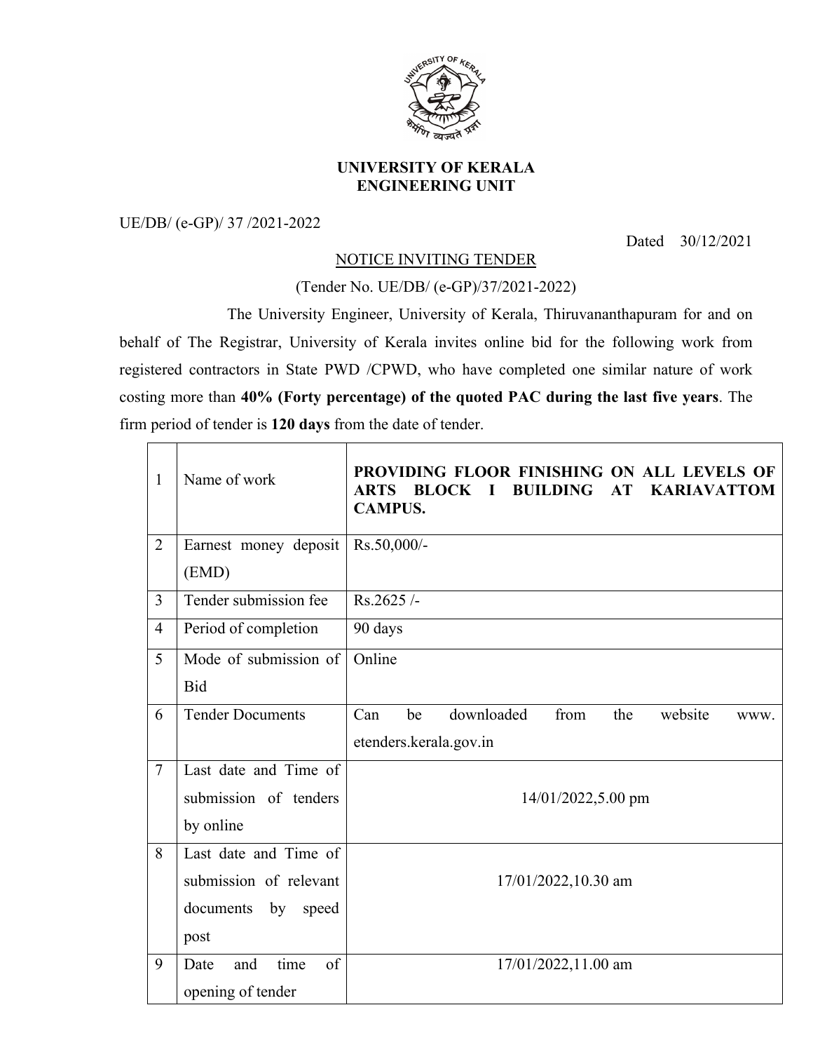**UNIVERSITY OF KERALA**
**ENGINEERING UNIT**

UE/DB/ (e-GP)/ 37 /2021-2022

Dated 30/12/2021

NOTICE INVITING TENDER

(Tender No. UE/DB/ (e-GP)/37/2021-2022)

The University Engineer, University of Kerala, Thiruvananthapuram for and on behalf of The Registrar, University of Kerala invites online bid for the following work from registered contractors in State PWD /CPWD, who have completed one similar nature of work costing more than **40% (Forty percentage) of the quoted PAC during the last five years**. The firm period of tender is **120 days** from the date of tender.

| | | |
|---|---|---|
| 1 | Name of work | **PROVIDING FLOOR FINISHING ON ALL LEVELS OF ARTS BLOCK I BUILDING AT KARIAVATTOM CAMPUS.** |
| 2 | Earnest money deposit (EMD) | Rs.50,000/- |
| 3 | Tender submission fee | Rs.2625 /- |
| 4 | Period of completion | 90 days |
| 5 | Mode of submission of Bid | Online |
| 6 | Tender Documents | Can be downloaded from the website www. etenders.kerala.gov.in |
| 7 | Last date and Time of submission of tenders by online | 14/01/2022,5.00 pm |
| 8 | Last date and Time of submission of relevant documents by speed post | 17/01/2022,10.30 am |
| 9 | Date and time of opening of tender | 17/01/2022,11.00 am |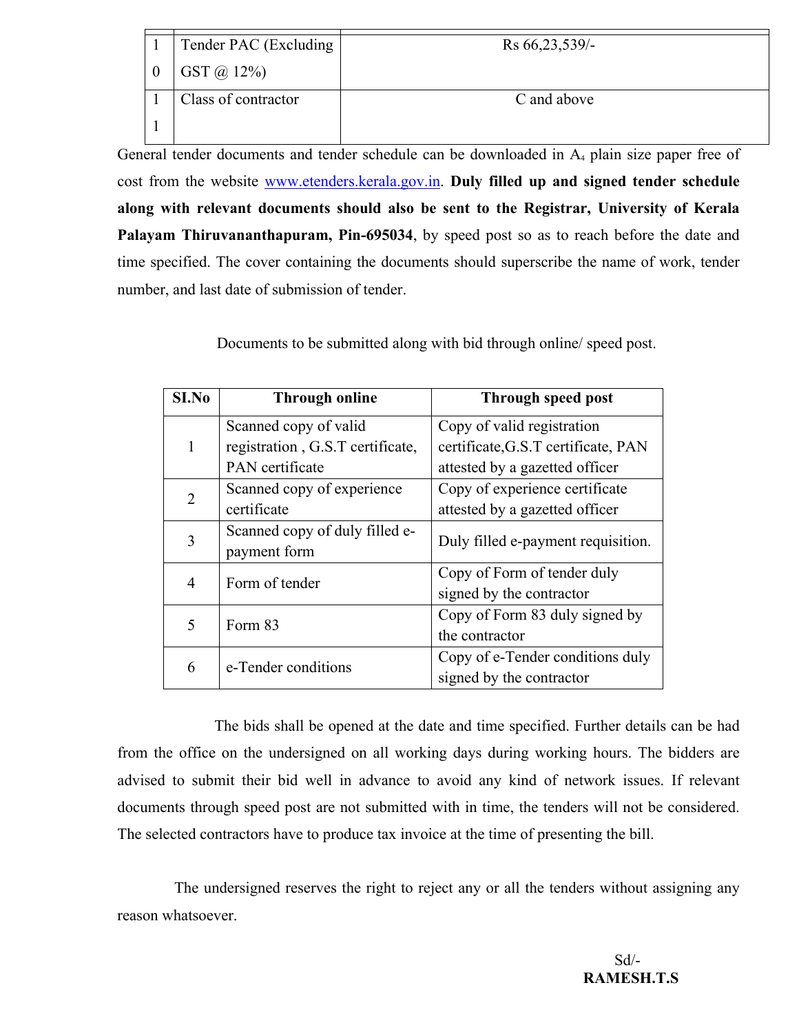| | | |
|---|---|---|
| 10 | Tender PAC (Excluding GST @ 12%) | Rs 66,23,539/- |
| 11 | Class of contractor | C and above |

General tender documents and tender schedule can be downloaded in $A_4$ plain size paper free of cost from the website www.etenders.kerala.gov.in. **Duly filled up and signed tender schedule along with relevant documents should also be sent to the Registrar, University of Kerala Palayam Thiruvananthapuram, Pin-695034**, by speed post so as to reach before the date and time specified. The cover containing the documents should superscribe the name of work, tender number, and last date of submission of tender.

Documents to be submitted along with bid through online/ speed post.

| SI.No | Through online | Through speed post |
|---|---|---|
| 1 | Scanned copy of valid registration , G.S.T certificate, PAN certificate | Copy of valid registration certificate,G.S.T certificate, PAN attested by a gazetted officer |
| 2 | Scanned copy of experience certificate | Copy of experience certificate attested by a gazetted officer |
| 3 | Scanned copy of duly filled e-payment form | Duly filled e-payment requisition. |
| 4 | Form of tender | Copy of Form of tender duly signed by the contractor |
| 5 | Form 83 | Copy of Form 83 duly signed by the contractor |
| 6 | e-Tender conditions | Copy of e-Tender conditions duly signed by the contractor |

The bids shall be opened at the date and time specified. Further details can be had from the office on the undersigned on all working days during working hours. The bidders are advised to submit their bid well in advance to avoid any kind of network issues. If relevant documents through speed post are not submitted with in time, the tenders will not be considered. The selected contractors have to produce tax invoice at the time of presenting the bill.

The undersigned reserves the right to reject any or all the tenders without assigning any reason whatsoever.

Sd/-
**RAMESH.T.S**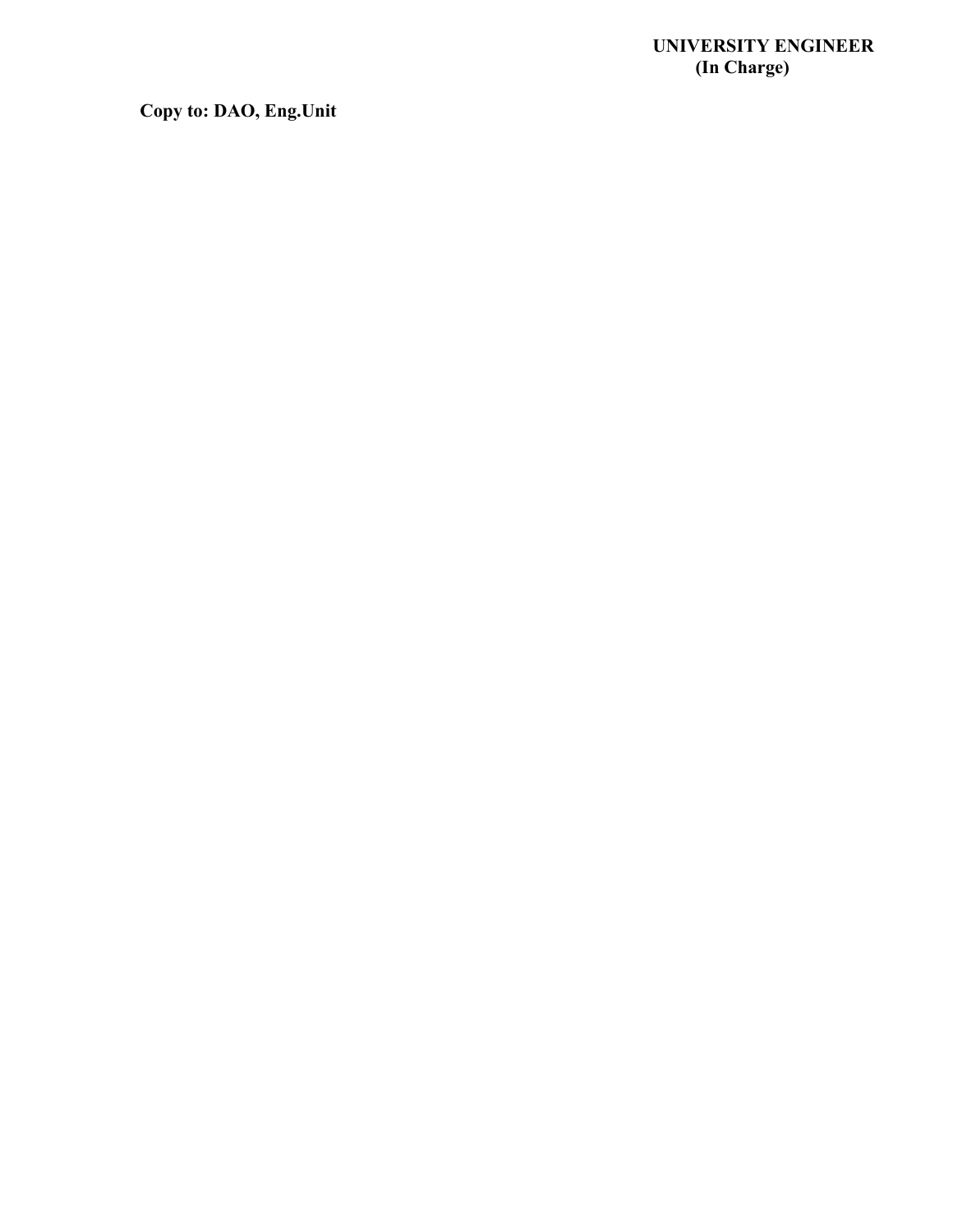**UNIVERSITY ENGINEER**
**(In Charge)**

**Copy to: DAO, Eng.Unit**